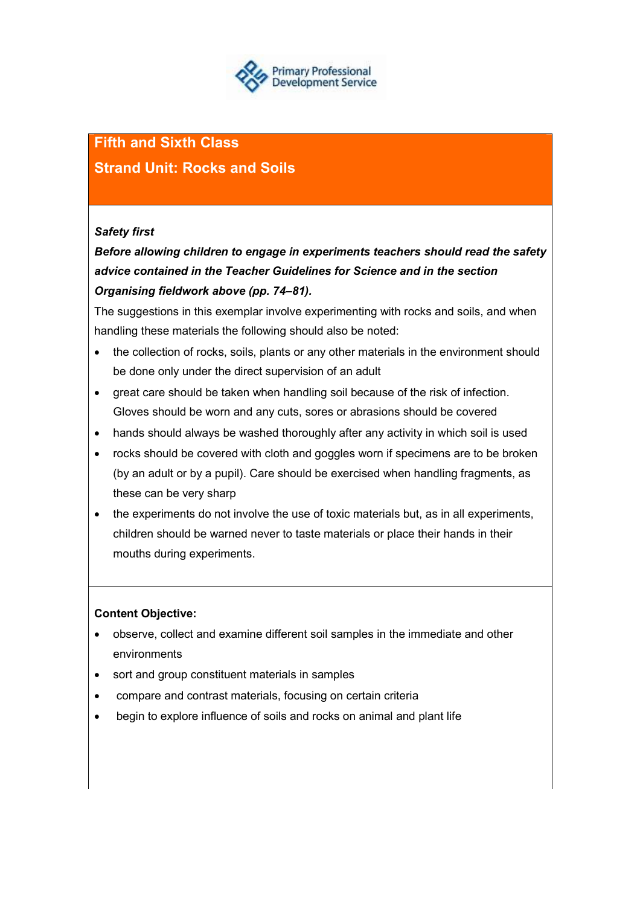Primary Professional Development Service

# Fifth and Sixth Class

## Strand Unit: Rocks and Soils

***Safety first***

***Before allowing children to engage in experiments teachers should read the safety advice contained in the Teacher Guidelines for Science and in the section Organising fieldwork above (pp. 74–81).***

The suggestions in this exemplar involve experimenting with rocks and soils, and when handling these materials the following should also be noted:

- the collection of rocks, soils, plants or any other materials in the environment should be done only under the direct supervision of an adult
- great care should be taken when handling soil because of the risk of infection. Gloves should be worn and any cuts, sores or abrasions should be covered
- hands should always be washed thoroughly after any activity in which soil is used
- rocks should be covered with cloth and goggles worn if specimens are to be broken (by an adult or by a pupil). Care should be exercised when handling fragments, as these can be very sharp
- the experiments do not involve the use of toxic materials but, as in all experiments, children should be warned never to taste materials or place their hands in their mouths during experiments.

**Content Objective:**

- observe, collect and examine different soil samples in the immediate and other environments
- sort and group constituent materials in samples
- compare and contrast materials, focusing on certain criteria
- begin to explore influence of soils and rocks on animal and plant life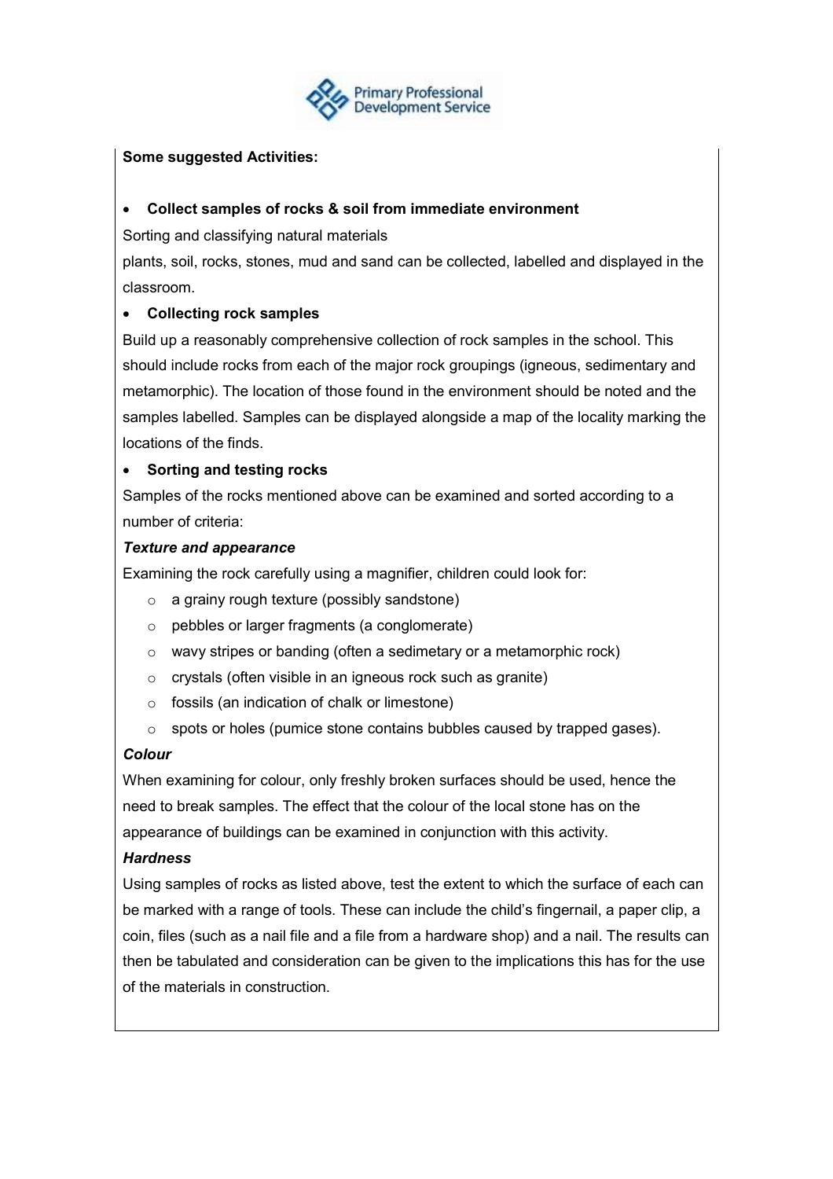**Some suggested Activities:**

- **Collect samples of rocks & soil from immediate environment**

Sorting and classifying natural materials

plants, soil, rocks, stones, mud and sand can be collected, labelled and displayed in the classroom.

- **Collecting rock samples**

Build up a reasonably comprehensive collection of rock samples in the school. This should include rocks from each of the major rock groupings (igneous, sedimentary and metamorphic). The location of those found in the environment should be noted and the samples labelled. Samples can be displayed alongside a map of the locality marking the locations of the finds.

- **Sorting and testing rocks**

Samples of the rocks mentioned above can be examined and sorted according to a number of criteria:

***Texture and appearance***

Examining the rock carefully using a magnifier, children could look for:

- a grainy rough texture (possibly sandstone)
- pebbles or larger fragments (a conglomerate)
- wavy stripes or banding (often a sedimetary or a metamorphic rock)
- crystals (often visible in an igneous rock such as granite)
- fossils (an indication of chalk or limestone)
- spots or holes (pumice stone contains bubbles caused by trapped gases).

***Colour***

When examining for colour, only freshly broken surfaces should be used, hence the need to break samples. The effect that the colour of the local stone has on the appearance of buildings can be examined in conjunction with this activity.

***Hardness***

Using samples of rocks as listed above, test the extent to which the surface of each can be marked with a range of tools. These can include the child's fingernail, a paper clip, a coin, files (such as a nail file and a file from a hardware shop) and a nail. The results can then be tabulated and consideration can be given to the implications this has for the use of the materials in construction.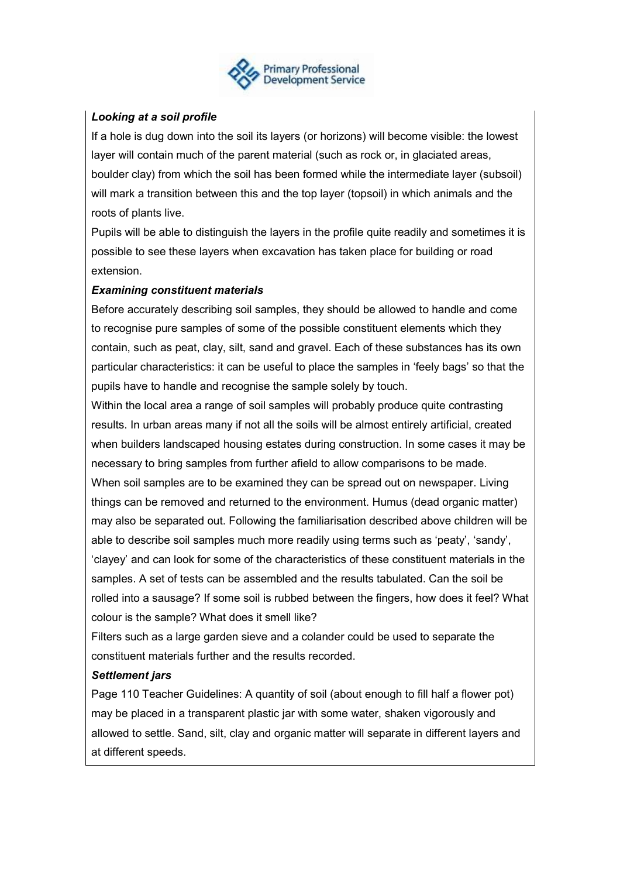***Looking at a soil profile***

If a hole is dug down into the soil its layers (or horizons) will become visible: the lowest layer will contain much of the parent material (such as rock or, in glaciated areas, boulder clay) from which the soil has been formed while the intermediate layer (subsoil) will mark a transition between this and the top layer (topsoil) in which animals and the roots of plants live.

Pupils will be able to distinguish the layers in the profile quite readily and sometimes it is possible to see these layers when excavation has taken place for building or road extension.

***Examining constituent materials***

Before accurately describing soil samples, they should be allowed to handle and come to recognise pure samples of some of the possible constituent elements which they contain, such as peat, clay, silt, sand and gravel. Each of these substances has its own particular characteristics: it can be useful to place the samples in 'feely bags' so that the pupils have to handle and recognise the sample solely by touch.

Within the local area a range of soil samples will probably produce quite contrasting results. In urban areas many if not all the soils will be almost entirely artificial, created when builders landscaped housing estates during construction. In some cases it may be necessary to bring samples from further afield to allow comparisons to be made.

When soil samples are to be examined they can be spread out on newspaper. Living things can be removed and returned to the environment. Humus (dead organic matter) may also be separated out. Following the familiarisation described above children will be able to describe soil samples much more readily using terms such as 'peaty', 'sandy', 'clayey' and can look for some of the characteristics of these constituent materials in the samples. A set of tests can be assembled and the results tabulated. Can the soil be rolled into a sausage? If some soil is rubbed between the fingers, how does it feel? What colour is the sample? What does it smell like?

Filters such as a large garden sieve and a colander could be used to separate the constituent materials further and the results recorded.

***Settlement jars***

Page 110 Teacher Guidelines: A quantity of soil (about enough to fill half a flower pot) may be placed in a transparent plastic jar with some water, shaken vigorously and allowed to settle. Sand, silt, clay and organic matter will separate in different layers and at different speeds.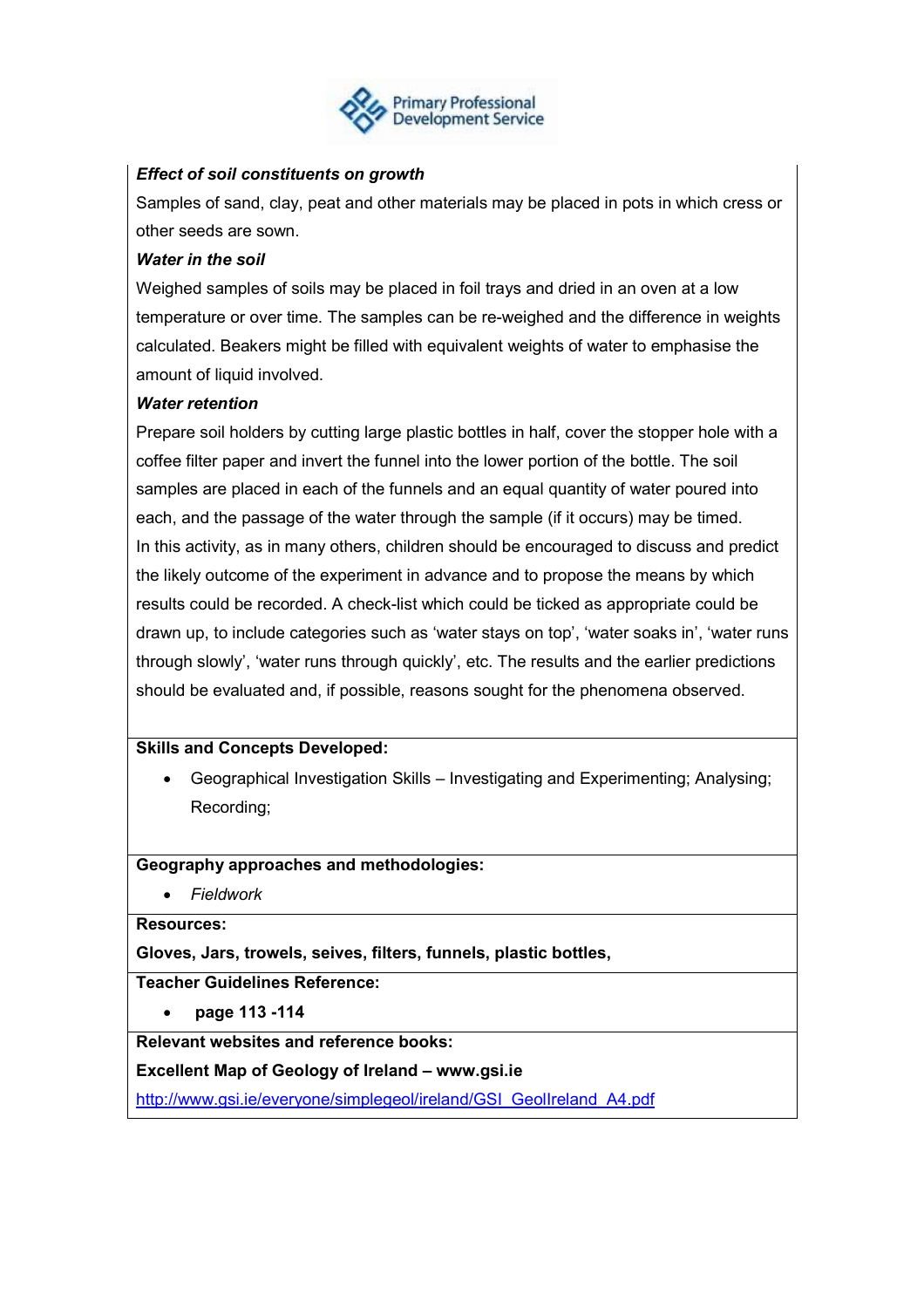***Effect of soil constituents on growth***

Samples of sand, clay, peat and other materials may be placed in pots in which cress or other seeds are sown.

***Water in the soil***

Weighed samples of soils may be placed in foil trays and dried in an oven at a low temperature or over time. The samples can be re-weighed and the difference in weights calculated. Beakers might be filled with equivalent weights of water to emphasise the amount of liquid involved.

***Water retention***

Prepare soil holders by cutting large plastic bottles in half, cover the stopper hole with a coffee filter paper and invert the funnel into the lower portion of the bottle. The soil samples are placed in each of the funnels and an equal quantity of water poured into each, and the passage of the water through the sample (if it occurs) may be timed.

In this activity, as in many others, children should be encouraged to discuss and predict the likely outcome of the experiment in advance and to propose the means by which results could be recorded. A check-list which could be ticked as appropriate could be drawn up, to include categories such as 'water stays on top', 'water soaks in', 'water runs through slowly', 'water runs through quickly', etc. The results and the earlier predictions should be evaluated and, if possible, reasons sought for the phenomena observed.

**Skills and Concepts Developed:**

- Geographical Investigation Skills – Investigating and Experimenting; Analysing; Recording;

**Geography approaches and methodologies:**

- *Fieldwork*

**Resources:**

**Gloves, Jars, trowels, seives, filters, funnels, plastic bottles,**

**Teacher Guidelines Reference:**

- **page 113 -114**

**Relevant websites and reference books:**

**Excellent Map of Geology of Ireland – www.gsi.ie**

http://www.gsi.ie/everyone/simplegeol/ireland/GSI_GeolIreland_A4.pdf